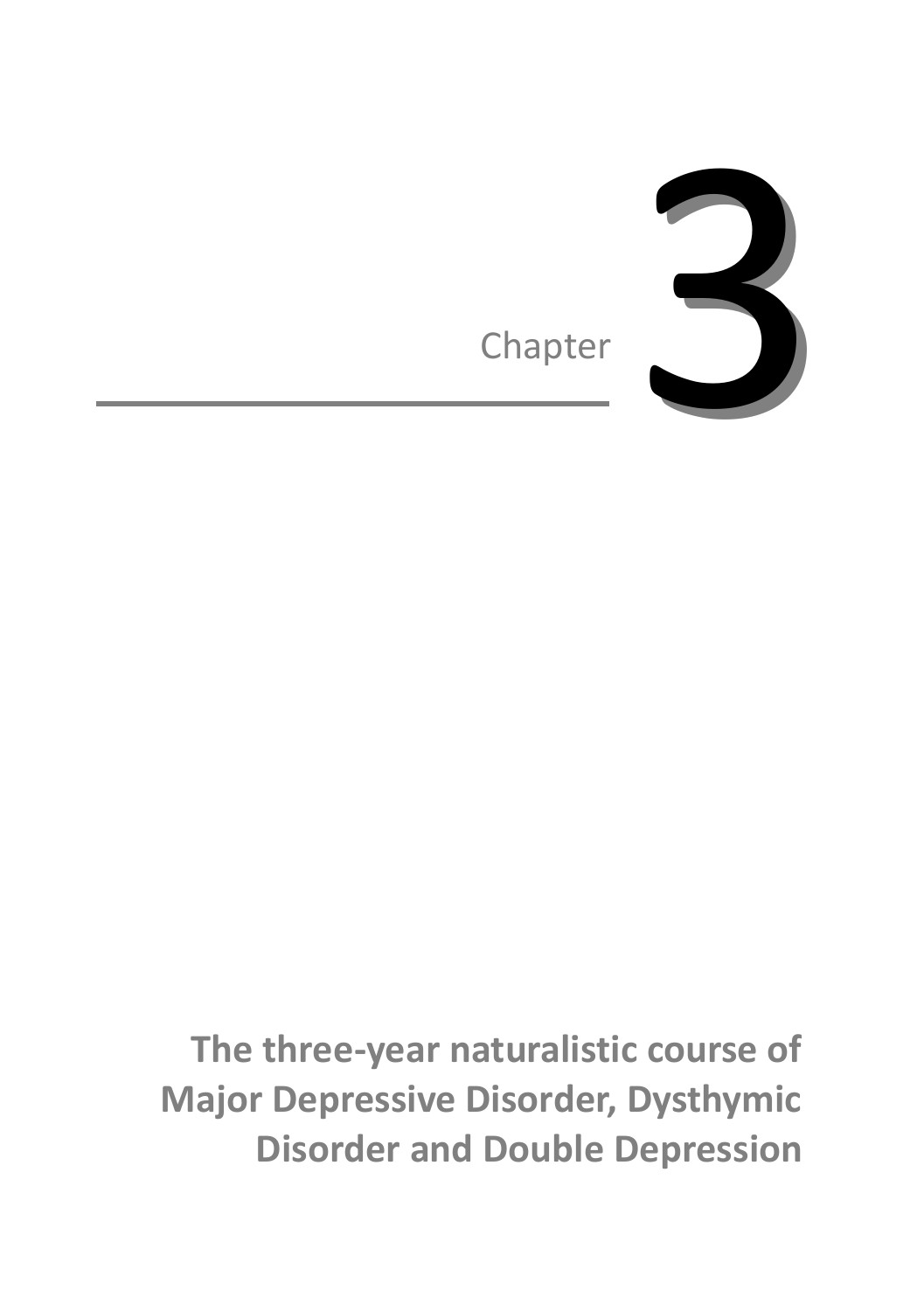# Chapter 3

## The three-year naturalistic course of Major Depressive Disorder, Dysthymic Disorder and Double Depression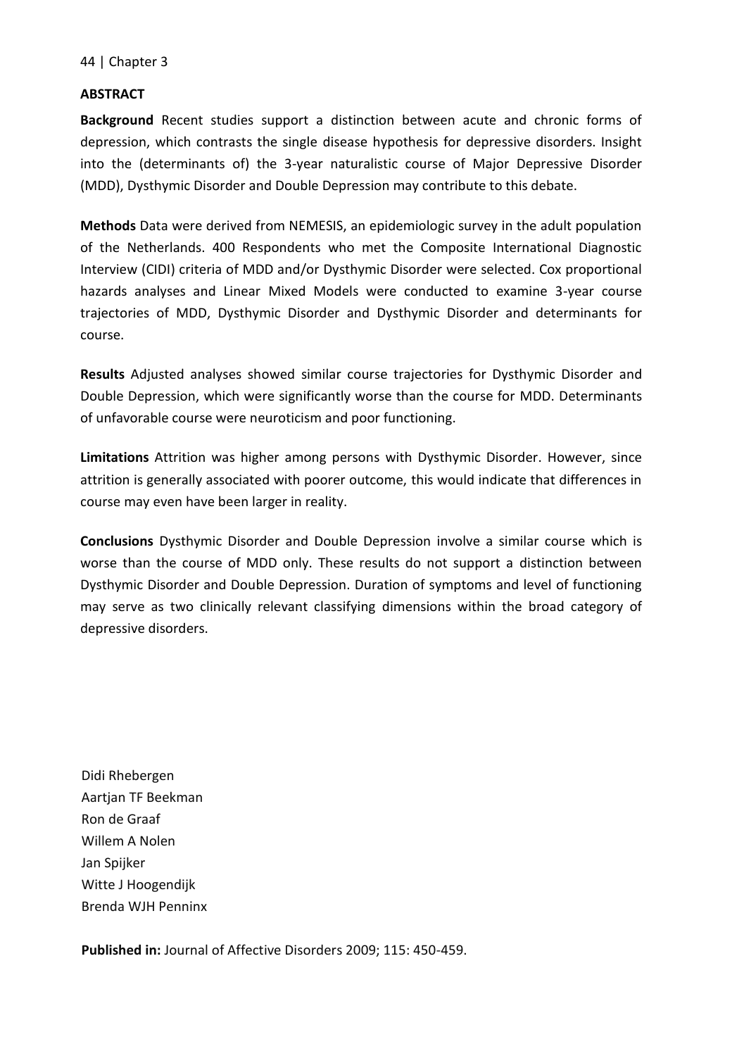## ABSTRACT

**Background** Recent studies support a distinction between acute and chronic forms of depression, which contrasts the single disease hypothesis for depressive disorders. Insight into the (determinants of) the 3-year naturalistic course of Major Depressive Disorder (MDD), Dysthymic Disorder and Double Depression may contribute to this debate.

**Methods** Data were derived from NEMESIS, an epidemiologic survey in the adult population of the Netherlands. 400 Respondents who met the Composite International Diagnostic Interview (CIDI) criteria of MDD and/or Dysthymic Disorder were selected. Cox proportional hazards analyses and Linear Mixed Models were conducted to examine 3-year course trajectories of MDD, Dysthymic Disorder and Dysthymic Disorder and determinants for course.

**Results** Adjusted analyses showed similar course trajectories for Dysthymic Disorder and Double Depression, which were significantly worse than the course for MDD. Determinants of unfavorable course were neuroticism and poor functioning.

**Limitations** Attrition was higher among persons with Dysthymic Disorder. However, since attrition is generally associated with poorer outcome, this would indicate that differences in course may even have been larger in reality.

**Conclusions** Dysthymic Disorder and Double Depression involve a similar course which is worse than the course of MDD only. These results do not support a distinction between Dysthymic Disorder and Double Depression. Duration of symptoms and level of functioning may serve as two clinically relevant classifying dimensions within the broad category of depressive disorders.

Didi Rhebergen
Aartjan TF Beekman
Ron de Graaf
Willem A Nolen
Jan Spijker
Witte J Hoogendijk
Brenda WJH Penninx

**Published in:** Journal of Affective Disorders 2009; 115: 450-459.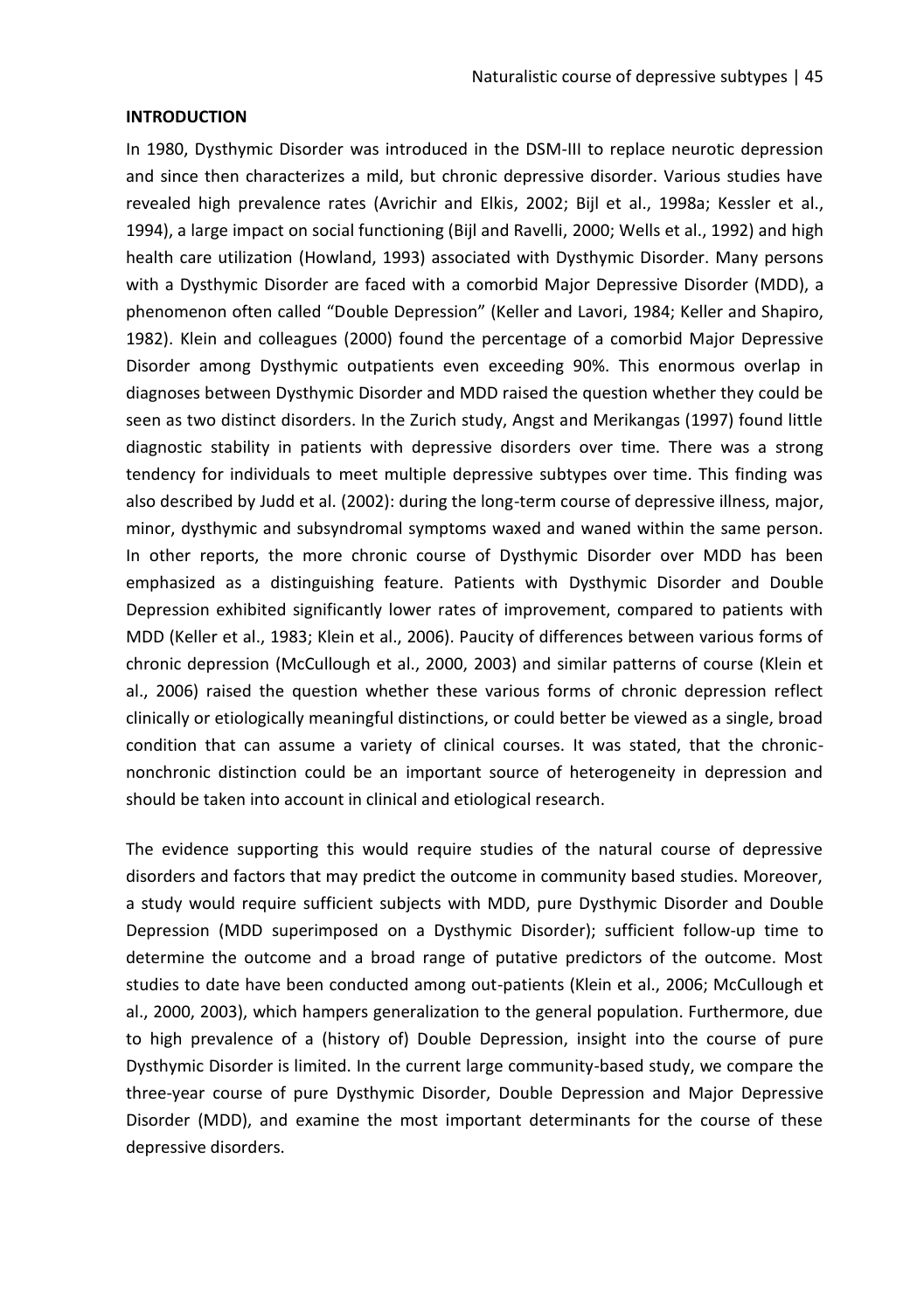## INTRODUCTION

In 1980, Dysthymic Disorder was introduced in the DSM-III to replace neurotic depression and since then characterizes a mild, but chronic depressive disorder. Various studies have revealed high prevalence rates (Avrichir and Elkis, 2002; Bijl et al., 1998a; Kessler et al., 1994), a large impact on social functioning (Bijl and Ravelli, 2000; Wells et al., 1992) and high health care utilization (Howland, 1993) associated with Dysthymic Disorder. Many persons with a Dysthymic Disorder are faced with a comorbid Major Depressive Disorder (MDD), a phenomenon often called "Double Depression" (Keller and Lavori, 1984; Keller and Shapiro, 1982). Klein and colleagues (2000) found the percentage of a comorbid Major Depressive Disorder among Dysthymic outpatients even exceeding 90%. This enormous overlap in diagnoses between Dysthymic Disorder and MDD raised the question whether they could be seen as two distinct disorders. In the Zurich study, Angst and Merikangas (1997) found little diagnostic stability in patients with depressive disorders over time. There was a strong tendency for individuals to meet multiple depressive subtypes over time. This finding was also described by Judd et al. (2002): during the long-term course of depressive illness, major, minor, dysthymic and subsyndromal symptoms waxed and waned within the same person. In other reports, the more chronic course of Dysthymic Disorder over MDD has been emphasized as a distinguishing feature. Patients with Dysthymic Disorder and Double Depression exhibited significantly lower rates of improvement, compared to patients with MDD (Keller et al., 1983; Klein et al., 2006). Paucity of differences between various forms of chronic depression (McCullough et al., 2000, 2003) and similar patterns of course (Klein et al., 2006) raised the question whether these various forms of chronic depression reflect clinically or etiologically meaningful distinctions, or could better be viewed as a single, broad condition that can assume a variety of clinical courses. It was stated, that the chronic-nonchronic distinction could be an important source of heterogeneity in depression and should be taken into account in clinical and etiological research.

The evidence supporting this would require studies of the natural course of depressive disorders and factors that may predict the outcome in community based studies. Moreover, a study would require sufficient subjects with MDD, pure Dysthymic Disorder and Double Depression (MDD superimposed on a Dysthymic Disorder); sufficient follow-up time to determine the outcome and a broad range of putative predictors of the outcome. Most studies to date have been conducted among out-patients (Klein et al., 2006; McCullough et al., 2000, 2003), which hampers generalization to the general population. Furthermore, due to high prevalence of a (history of) Double Depression, insight into the course of pure Dysthymic Disorder is limited. In the current large community-based study, we compare the three-year course of pure Dysthymic Disorder, Double Depression and Major Depressive Disorder (MDD), and examine the most important determinants for the course of these depressive disorders.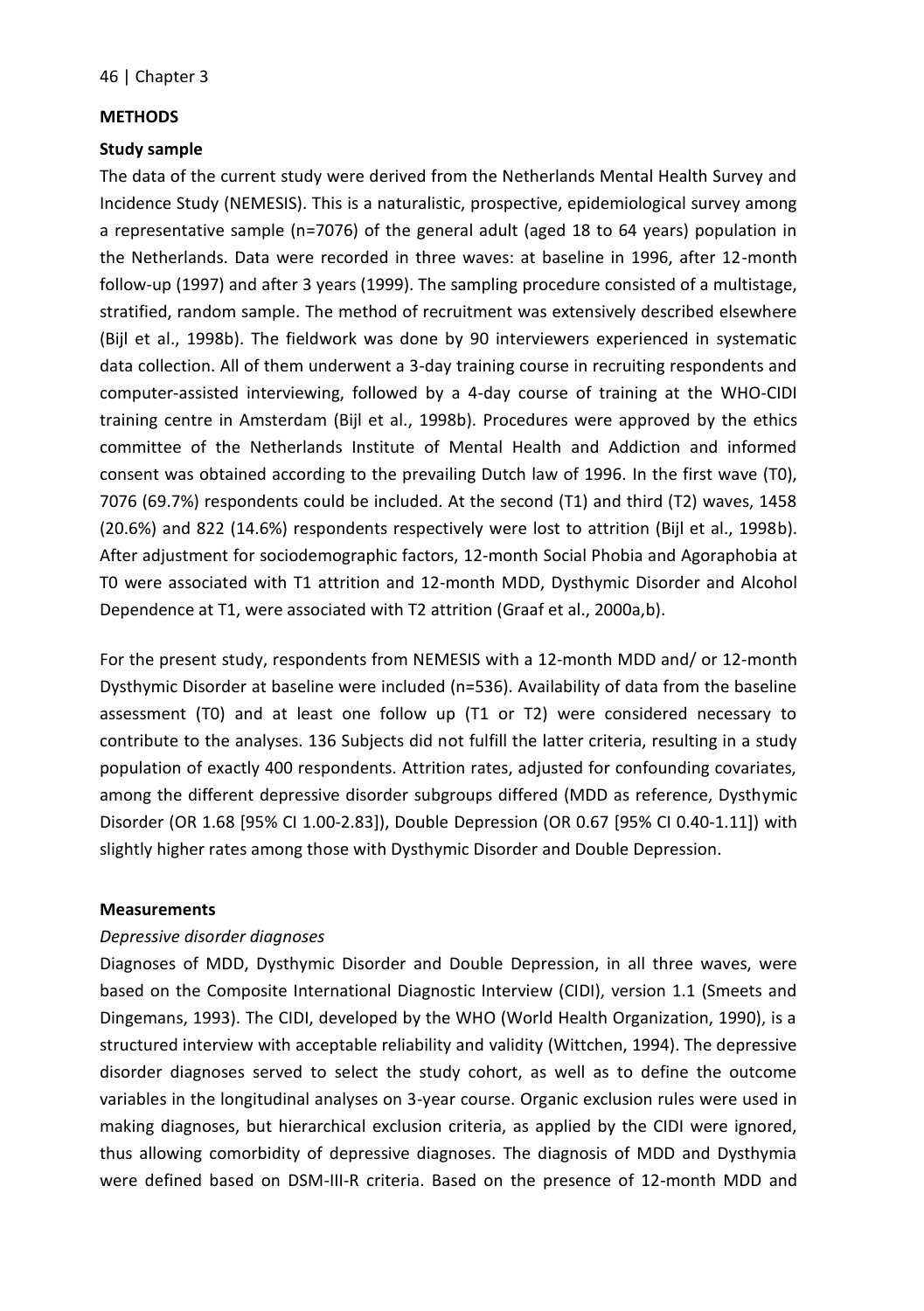## METHODS

### Study sample

The data of the current study were derived from the Netherlands Mental Health Survey and Incidence Study (NEMESIS). This is a naturalistic, prospective, epidemiological survey among a representative sample (n=7076) of the general adult (aged 18 to 64 years) population in the Netherlands. Data were recorded in three waves: at baseline in 1996, after 12-month follow-up (1997) and after 3 years (1999). The sampling procedure consisted of a multistage, stratified, random sample. The method of recruitment was extensively described elsewhere (Bijl et al., 1998b). The fieldwork was done by 90 interviewers experienced in systematic data collection. All of them underwent a 3-day training course in recruiting respondents and computer-assisted interviewing, followed by a 4-day course of training at the WHO-CIDI training centre in Amsterdam (Bijl et al., 1998b). Procedures were approved by the ethics committee of the Netherlands Institute of Mental Health and Addiction and informed consent was obtained according to the prevailing Dutch law of 1996. In the first wave (T0), 7076 (69.7%) respondents could be included. At the second (T1) and third (T2) waves, 1458 (20.6%) and 822 (14.6%) respondents respectively were lost to attrition (Bijl et al., 1998b). After adjustment for sociodemographic factors, 12-month Social Phobia and Agoraphobia at T0 were associated with T1 attrition and 12-month MDD, Dysthymic Disorder and Alcohol Dependence at T1, were associated with T2 attrition (Graaf et al., 2000a,b).

For the present study, respondents from NEMESIS with a 12-month MDD and/ or 12-month Dysthymic Disorder at baseline were included (n=536). Availability of data from the baseline assessment (T0) and at least one follow up (T1 or T2) were considered necessary to contribute to the analyses. 136 Subjects did not fulfill the latter criteria, resulting in a study population of exactly 400 respondents. Attrition rates, adjusted for confounding covariates, among the different depressive disorder subgroups differed (MDD as reference, Dysthymic Disorder (OR 1.68 [95% CI 1.00-2.83]), Double Depression (OR 0.67 [95% CI 0.40-1.11]) with slightly higher rates among those with Dysthymic Disorder and Double Depression.

### Measurements

*Depressive disorder diagnoses*

Diagnoses of MDD, Dysthymic Disorder and Double Depression, in all three waves, were based on the Composite International Diagnostic Interview (CIDI), version 1.1 (Smeets and Dingemans, 1993). The CIDI, developed by the WHO (World Health Organization, 1990), is a structured interview with acceptable reliability and validity (Wittchen, 1994). The depressive disorder diagnoses served to select the study cohort, as well as to define the outcome variables in the longitudinal analyses on 3-year course. Organic exclusion rules were used in making diagnoses, but hierarchical exclusion criteria, as applied by the CIDI were ignored, thus allowing comorbidity of depressive diagnoses. The diagnosis of MDD and Dysthymia were defined based on DSM-III-R criteria. Based on the presence of 12-month MDD and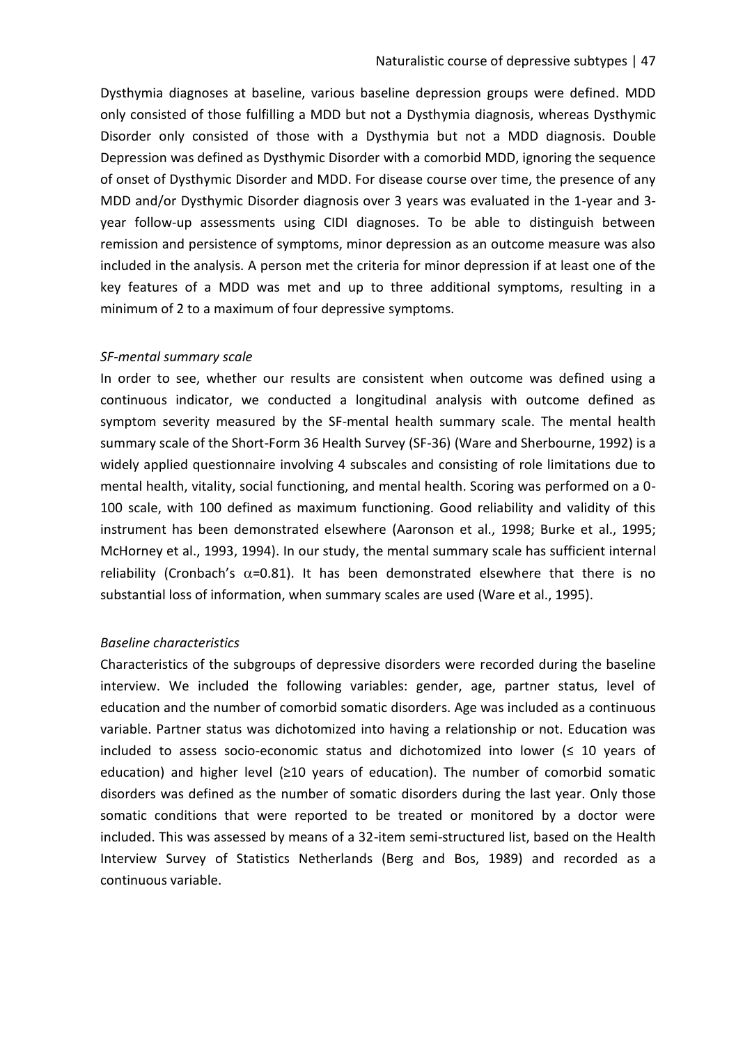Dysthymia diagnoses at baseline, various baseline depression groups were defined. MDD only consisted of those fulfilling a MDD but not a Dysthymia diagnosis, whereas Dysthymic Disorder only consisted of those with a Dysthymia but not a MDD diagnosis. Double Depression was defined as Dysthymic Disorder with a comorbid MDD, ignoring the sequence of onset of Dysthymic Disorder and MDD. For disease course over time, the presence of any MDD and/or Dysthymic Disorder diagnosis over 3 years was evaluated in the 1-year and 3-year follow-up assessments using CIDI diagnoses. To be able to distinguish between remission and persistence of symptoms, minor depression as an outcome measure was also included in the analysis. A person met the criteria for minor depression if at least one of the key features of a MDD was met and up to three additional symptoms, resulting in a minimum of 2 to a maximum of four depressive symptoms.

*SF-mental summary scale*

In order to see, whether our results are consistent when outcome was defined using a continuous indicator, we conducted a longitudinal analysis with outcome defined as symptom severity measured by the SF-mental health summary scale. The mental health summary scale of the Short-Form 36 Health Survey (SF-36) (Ware and Sherbourne, 1992) is a widely applied questionnaire involving 4 subscales and consisting of role limitations due to mental health, vitality, social functioning, and mental health. Scoring was performed on a 0-100 scale, with 100 defined as maximum functioning. Good reliability and validity of this instrument has been demonstrated elsewhere (Aaronson et al., 1998; Burke et al., 1995; McHorney et al., 1993, 1994). In our study, the mental summary scale has sufficient internal reliability (Cronbach's $\alpha$=0.81). It has been demonstrated elsewhere that there is no substantial loss of information, when summary scales are used (Ware et al., 1995).

*Baseline characteristics*

Characteristics of the subgroups of depressive disorders were recorded during the baseline interview. We included the following variables: gender, age, partner status, level of education and the number of comorbid somatic disorders. Age was included as a continuous variable. Partner status was dichotomized into having a relationship or not. Education was included to assess socio-economic status and dichotomized into lower ($\leq$ 10 years of education) and higher level ($\geq$10 years of education). The number of comorbid somatic disorders was defined as the number of somatic disorders during the last year. Only those somatic conditions that were reported to be treated or monitored by a doctor were included. This was assessed by means of a 32-item semi-structured list, based on the Health Interview Survey of Statistics Netherlands (Berg and Bos, 1989) and recorded as a continuous variable.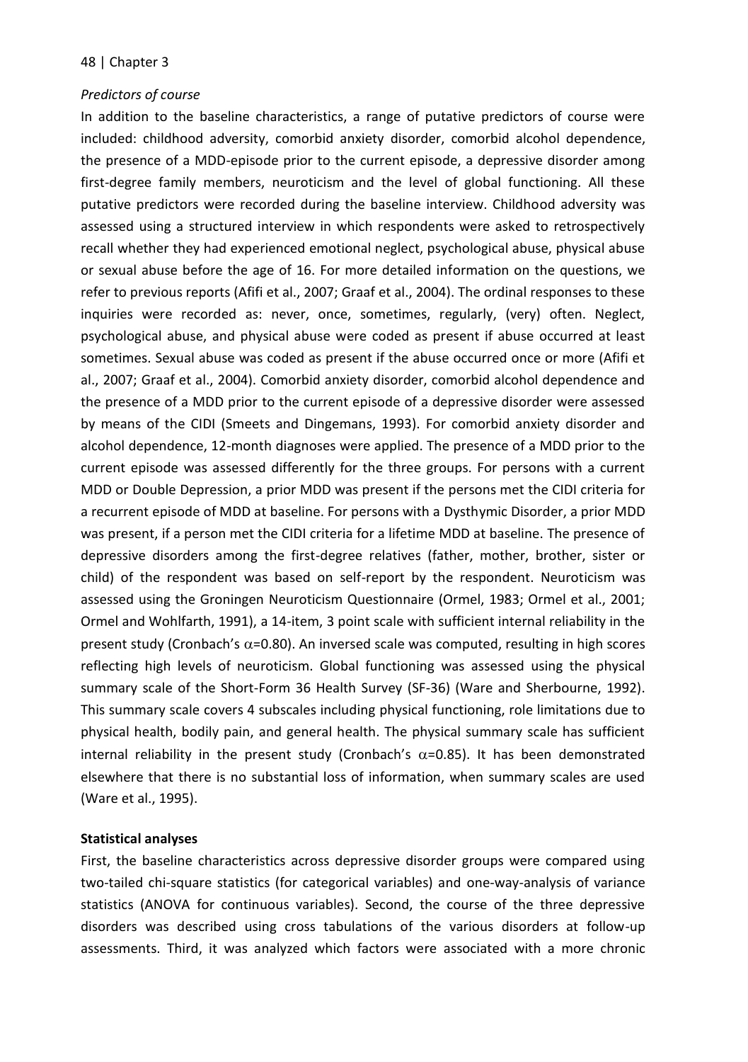*Predictors of course*

In addition to the baseline characteristics, a range of putative predictors of course were included: childhood adversity, comorbid anxiety disorder, comorbid alcohol dependence, the presence of a MDD-episode prior to the current episode, a depressive disorder among first-degree family members, neuroticism and the level of global functioning. All these putative predictors were recorded during the baseline interview. Childhood adversity was assessed using a structured interview in which respondents were asked to retrospectively recall whether they had experienced emotional neglect, psychological abuse, physical abuse or sexual abuse before the age of 16. For more detailed information on the questions, we refer to previous reports (Afifi et al., 2007; Graaf et al., 2004). The ordinal responses to these inquiries were recorded as: never, once, sometimes, regularly, (very) often. Neglect, psychological abuse, and physical abuse were coded as present if abuse occurred at least sometimes. Sexual abuse was coded as present if the abuse occurred once or more (Afifi et al., 2007; Graaf et al., 2004). Comorbid anxiety disorder, comorbid alcohol dependence and the presence of a MDD prior to the current episode of a depressive disorder were assessed by means of the CIDI (Smeets and Dingemans, 1993). For comorbid anxiety disorder and alcohol dependence, 12-month diagnoses were applied. The presence of a MDD prior to the current episode was assessed differently for the three groups. For persons with a current MDD or Double Depression, a prior MDD was present if the persons met the CIDI criteria for a recurrent episode of MDD at baseline. For persons with a Dysthymic Disorder, a prior MDD was present, if a person met the CIDI criteria for a lifetime MDD at baseline. The presence of depressive disorders among the first-degree relatives (father, mother, brother, sister or child) of the respondent was based on self-report by the respondent. Neuroticism was assessed using the Groningen Neuroticism Questionnaire (Ormel, 1983; Ormel et al., 2001; Ormel and Wohlfarth, 1991), a 14-item, 3 point scale with sufficient internal reliability in the present study (Cronbach's $\alpha$=0.80). An inversed scale was computed, resulting in high scores reflecting high levels of neuroticism. Global functioning was assessed using the physical summary scale of the Short-Form 36 Health Survey (SF-36) (Ware and Sherbourne, 1992). This summary scale covers 4 subscales including physical functioning, role limitations due to physical health, bodily pain, and general health. The physical summary scale has sufficient internal reliability in the present study (Cronbach's $\alpha$=0.85). It has been demonstrated elsewhere that there is no substantial loss of information, when summary scales are used (Ware et al., 1995).

**Statistical analyses**

First, the baseline characteristics across depressive disorder groups were compared using two-tailed chi-square statistics (for categorical variables) and one-way-analysis of variance statistics (ANOVA for continuous variables). Second, the course of the three depressive disorders was described using cross tabulations of the various disorders at follow-up assessments. Third, it was analyzed which factors were associated with a more chronic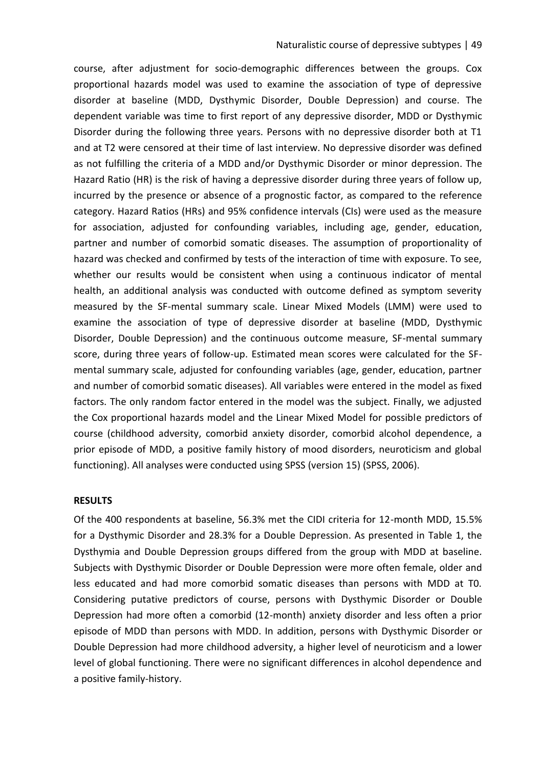course, after adjustment for socio-demographic differences between the groups. Cox proportional hazards model was used to examine the association of type of depressive disorder at baseline (MDD, Dysthymic Disorder, Double Depression) and course. The dependent variable was time to first report of any depressive disorder, MDD or Dysthymic Disorder during the following three years. Persons with no depressive disorder both at T1 and at T2 were censored at their time of last interview. No depressive disorder was defined as not fulfilling the criteria of a MDD and/or Dysthymic Disorder or minor depression. The Hazard Ratio (HR) is the risk of having a depressive disorder during three years of follow up, incurred by the presence or absence of a prognostic factor, as compared to the reference category. Hazard Ratios (HRs) and 95% confidence intervals (CIs) were used as the measure for association, adjusted for confounding variables, including age, gender, education, partner and number of comorbid somatic diseases. The assumption of proportionality of hazard was checked and confirmed by tests of the interaction of time with exposure. To see, whether our results would be consistent when using a continuous indicator of mental health, an additional analysis was conducted with outcome defined as symptom severity measured by the SF-mental summary scale. Linear Mixed Models (LMM) were used to examine the association of type of depressive disorder at baseline (MDD, Dysthymic Disorder, Double Depression) and the continuous outcome measure, SF-mental summary score, during three years of follow-up. Estimated mean scores were calculated for the SF-mental summary scale, adjusted for confounding variables (age, gender, education, partner and number of comorbid somatic diseases). All variables were entered in the model as fixed factors. The only random factor entered in the model was the subject. Finally, we adjusted the Cox proportional hazards model and the Linear Mixed Model for possible predictors of course (childhood adversity, comorbid anxiety disorder, comorbid alcohol dependence, a prior episode of MDD, a positive family history of mood disorders, neuroticism and global functioning). All analyses were conducted using SPSS (version 15) (SPSS, 2006).

## RESULTS

Of the 400 respondents at baseline, 56.3% met the CIDI criteria for 12-month MDD, 15.5% for a Dysthymic Disorder and 28.3% for a Double Depression. As presented in Table 1, the Dysthymia and Double Depression groups differed from the group with MDD at baseline. Subjects with Dysthymic Disorder or Double Depression were more often female, older and less educated and had more comorbid somatic diseases than persons with MDD at T0. Considering putative predictors of course, persons with Dysthymic Disorder or Double Depression had more often a comorbid (12-month) anxiety disorder and less often a prior episode of MDD than persons with MDD. In addition, persons with Dysthymic Disorder or Double Depression had more childhood adversity, a higher level of neuroticism and a lower level of global functioning. There were no significant differences in alcohol dependence and a positive family-history.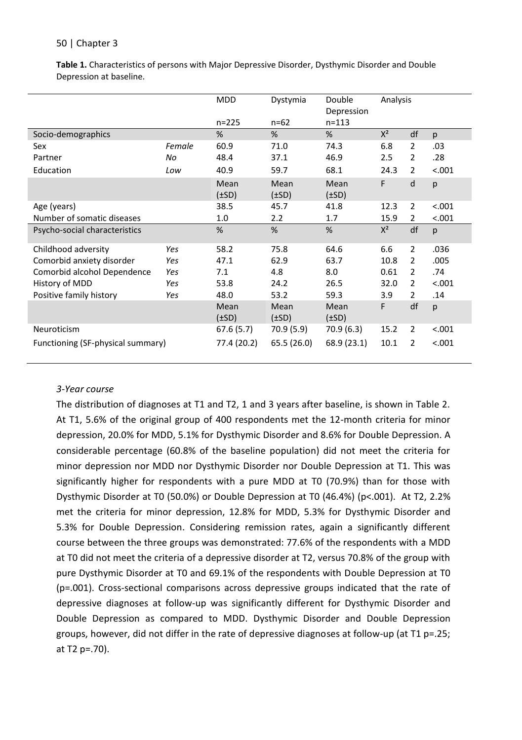**Table 1.** Characteristics of persons with Major Depressive Disorder, Dysthymic Disorder and Double Depression at baseline.

| | | MDD | Dystymia | Double Depression | Analysis | | |
|---|---|---|---|---|---|---|---|
| | | n=225 | n=62 | n=113 | | | |
| Socio-demographics | | % | % | % | $X^2$ | df | p |
| Sex | *Female* | 60.9 | 71.0 | 74.3 | 6.8 | 2 | .03 |
| Partner | *No* | 48.4 | 37.1 | 46.9 | 2.5 | 2 | .28 |
| Education | *Low* | 40.9 | 59.7 | 68.1 | 24.3 | 2 | <.001 |
| | | Mean (±SD) | Mean (±SD) | Mean (±SD) | F | d | p |
| Age (years) | | 38.5 | 45.7 | 41.8 | 12.3 | 2 | <.001 |
| Number of somatic diseases | | 1.0 | 2.2 | 1.7 | 15.9 | 2 | <.001 |
| Psycho-social characteristics | | % | % | % | $X^2$ | df | p |
| Childhood adversity | *Yes* | 58.2 | 75.8 | 64.6 | 6.6 | 2 | .036 |
| Comorbid anxiety disorder | *Yes* | 47.1 | 62.9 | 63.7 | 10.8 | 2 | .005 |
| Comorbid alcohol Dependence | *Yes* | 7.1 | 4.8 | 8.0 | 0.61 | 2 | .74 |
| History of MDD | *Yes* | 53.8 | 24.2 | 26.5 | 32.0 | 2 | <.001 |
| Positive family history | *Yes* | 48.0 | 53.2 | 59.3 | 3.9 | 2 | .14 |
| | | Mean (±SD) | Mean (±SD) | Mean (±SD) | F | df | p |
| Neuroticism | | 67.6 (5.7) | 70.9 (5.9) | 70.9 (6.3) | 15.2 | 2 | <.001 |
| Functioning (SF-physical summary) | | 77.4 (20.2) | 65.5 (26.0) | 68.9 (23.1) | 10.1 | 2 | <.001 |

*3-Year course*

The distribution of diagnoses at T1 and T2, 1 and 3 years after baseline, is shown in Table 2. At T1, 5.6% of the original group of 400 respondents met the 12-month criteria for minor depression, 20.0% for MDD, 5.1% for Dysthymic Disorder and 8.6% for Double Depression. A considerable percentage (60.8% of the baseline population) did not meet the criteria for minor depression nor MDD nor Dysthymic Disorder nor Double Depression at T1. This was significantly higher for respondents with a pure MDD at T0 (70.9%) than for those with Dysthymic Disorder at T0 (50.0%) or Double Depression at T0 (46.4%) (p<.001). At T2, 2.2% met the criteria for minor depression, 12.8% for MDD, 5.3% for Dysthymic Disorder and 5.3% for Double Depression. Considering remission rates, again a significantly different course between the three groups was demonstrated: 77.6% of the respondents with a MDD at T0 did not meet the criteria of a depressive disorder at T2, versus 70.8% of the group with pure Dysthymic Disorder at T0 and 69.1% of the respondents with Double Depression at T0 (p=.001). Cross-sectional comparisons across depressive groups indicated that the rate of depressive diagnoses at follow-up was significantly different for Dysthymic Disorder and Double Depression as compared to MDD. Dysthymic Disorder and Double Depression groups, however, did not differ in the rate of depressive diagnoses at follow-up (at T1 p=.25; at T2 p=.70).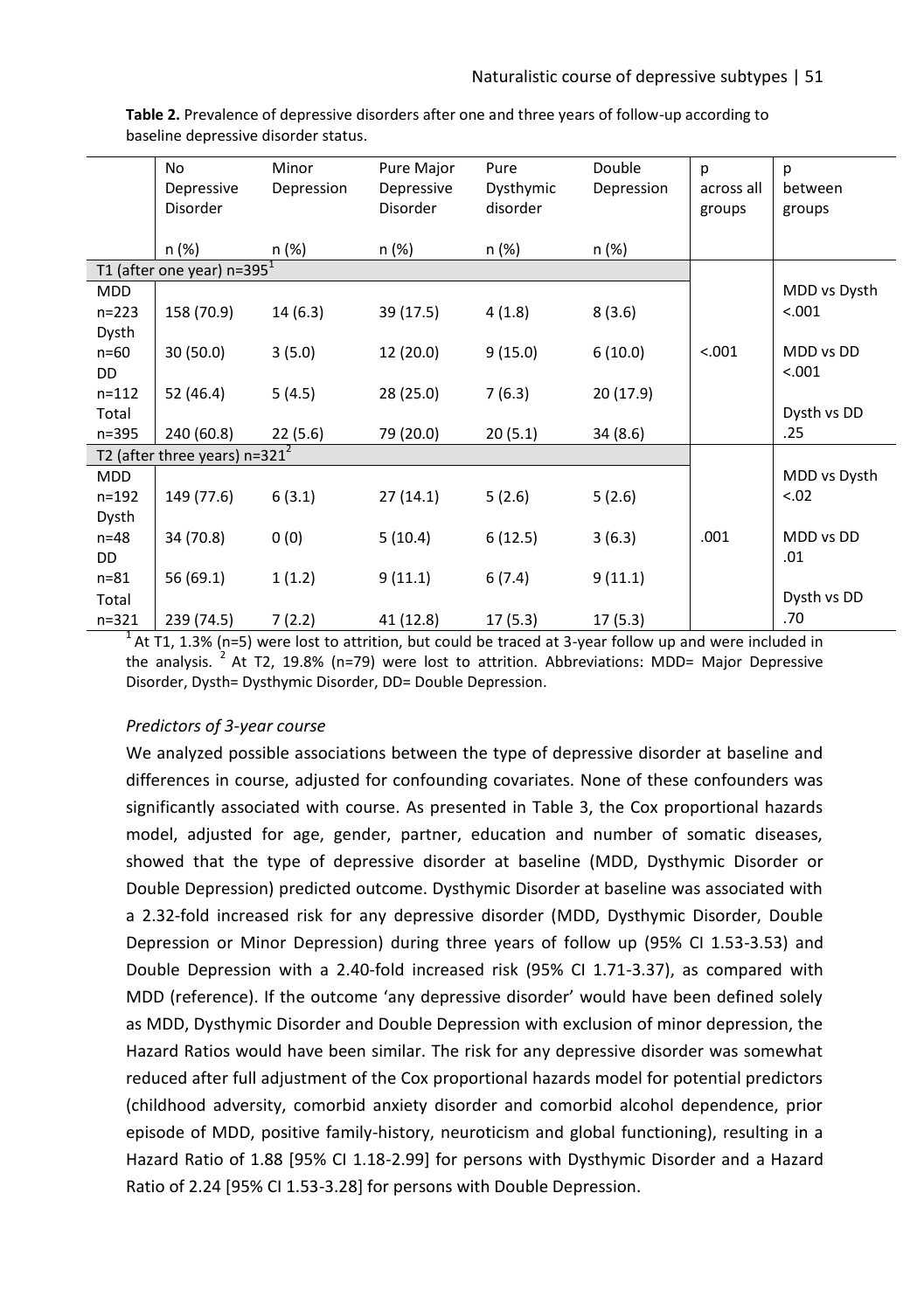**Table 2.** Prevalence of depressive disorders after one and three years of follow-up according to baseline depressive disorder status.

| | No Depressive Disorder | Minor Depression | Pure Major Depressive Disorder | Pure Dysthymic disorder | Double Depression | p across all groups | p between groups |
|---|---|---|---|---|---|---|---|
| | n (%) | n (%) | n (%) | n (%) | n (%) | | |
| T1 (after one year) n=395[1] | | | | | | | |
| MDD n=223 | 158 (70.9) | 14 (6.3) | 39 (17.5) | 4 (1.8) | 8 (3.6) | | MDD vs Dysth <.001 |
| Dysth n=60 | 30 (50.0) | 3 (5.0) | 12 (20.0) | 9 (15.0) | 6 (10.0) | <.001 | MDD vs DD <.001 |
| DD n=112 | 52 (46.4) | 5 (4.5) | 28 (25.0) | 7 (6.3) | 20 (17.9) | | |
| Total n=395 | 240 (60.8) | 22 (5.6) | 79 (20.0) | 20 (5.1) | 34 (8.6) | | Dysth vs DD .25 |
| T2 (after three years) n=321[2] | | | | | | | |
| MDD n=192 | 149 (77.6) | 6 (3.1) | 27 (14.1) | 5 (2.6) | 5 (2.6) | | MDD vs Dysth <.02 |
| Dysth n=48 | 34 (70.8) | 0 (0) | 5 (10.4) | 6 (12.5) | 3 (6.3) | .001 | MDD vs DD .01 |
| DD n=81 | 56 (69.1) | 1 (1.2) | 9 (11.1) | 6 (7.4) | 9 (11.1) | | |
| Total n=321 | 239 (74.5) | 7 (2.2) | 41 (12.8) | 17 (5.3) | 17 (5.3) | | Dysth vs DD .70 |

[1] At T1, 1.3% (n=5) were lost to attrition, but could be traced at 3-year follow up and were included in the analysis. [2] At T2, 19.8% (n=79) were lost to attrition. Abbreviations: MDD= Major Depressive Disorder, Dysth= Dysthymic Disorder, DD= Double Depression.

### *Predictors of 3-year course*

We analyzed possible associations between the type of depressive disorder at baseline and differences in course, adjusted for confounding covariates. None of these confounders was significantly associated with course. As presented in Table 3, the Cox proportional hazards model, adjusted for age, gender, partner, education and number of somatic diseases, showed that the type of depressive disorder at baseline (MDD, Dysthymic Disorder or Double Depression) predicted outcome. Dysthymic Disorder at baseline was associated with a 2.32-fold increased risk for any depressive disorder (MDD, Dysthymic Disorder, Double Depression or Minor Depression) during three years of follow up (95% CI 1.53-3.53) and Double Depression with a 2.40-fold increased risk (95% CI 1.71-3.37), as compared with MDD (reference). If the outcome 'any depressive disorder' would have been defined solely as MDD, Dysthymic Disorder and Double Depression with exclusion of minor depression, the Hazard Ratios would have been similar. The risk for any depressive disorder was somewhat reduced after full adjustment of the Cox proportional hazards model for potential predictors (childhood adversity, comorbid anxiety disorder and comorbid alcohol dependence, prior episode of MDD, positive family-history, neuroticism and global functioning), resulting in a Hazard Ratio of 1.88 [95% CI 1.18-2.99] for persons with Dysthymic Disorder and a Hazard Ratio of 2.24 [95% CI 1.53-3.28] for persons with Double Depression.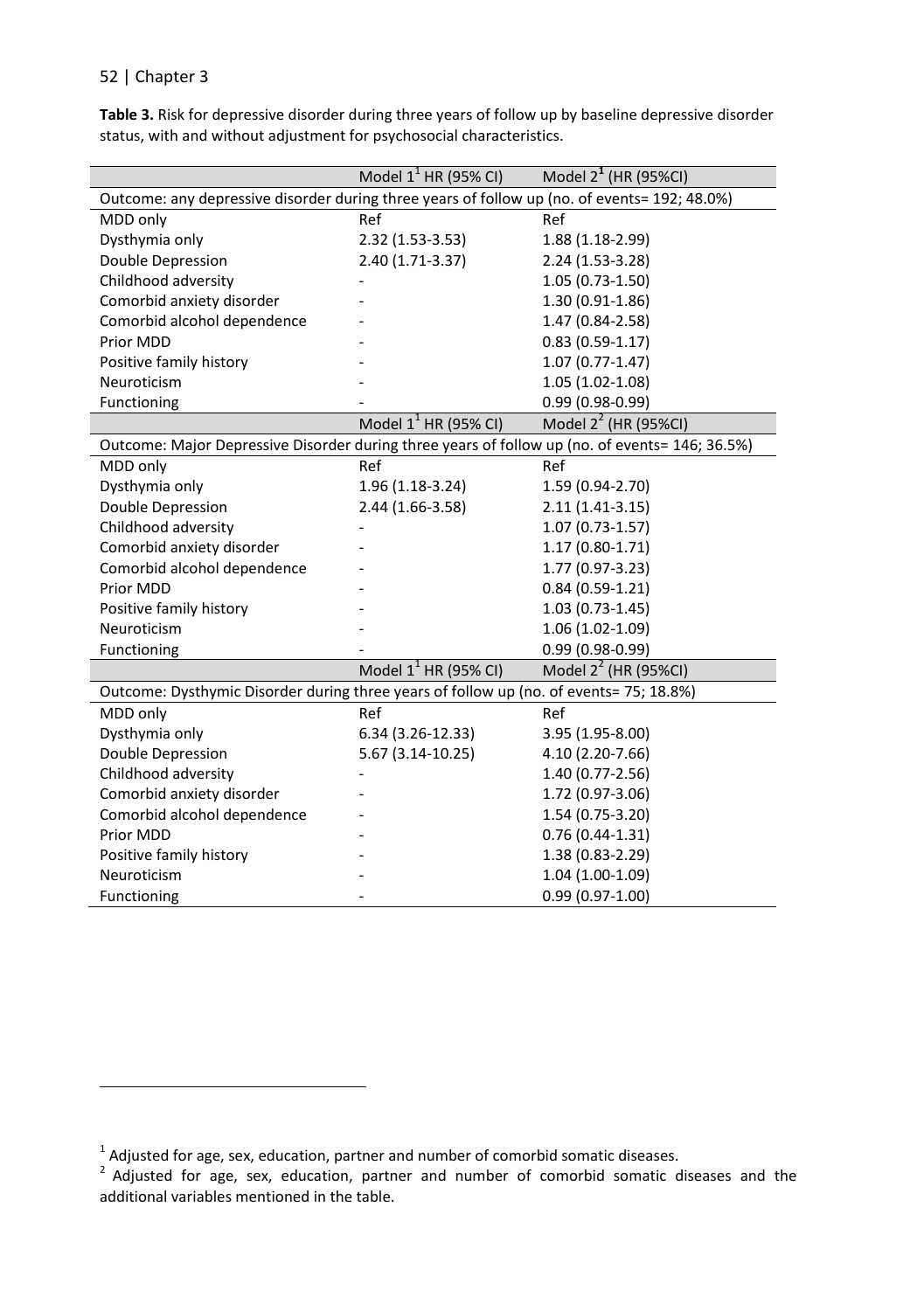**Table 3.** Risk for depressive disorder during three years of follow up by baseline depressive disorder status, with and without adjustment for psychosocial characteristics.

| | Model 1[1] HR (95% CI) | Model 2[1] (HR (95%CI) |
|---|---|---|
| Outcome: any depressive disorder during three years of follow up (no. of events= 192; 48.0%) | | |
| MDD only | Ref | Ref |
| Dysthymia only | 2.32 (1.53-3.53) | 1.88 (1.18-2.99) |
| Double Depression | 2.40 (1.71-3.37) | 2.24 (1.53-3.28) |
| Childhood adversity | - | 1.05 (0.73-1.50) |
| Comorbid anxiety disorder | - | 1.30 (0.91-1.86) |
| Comorbid alcohol dependence | - | 1.47 (0.84-2.58) |
| Prior MDD | - | 0.83 (0.59-1.17) |
| Positive family history | - | 1.07 (0.77-1.47) |
| Neuroticism | - | 1.05 (1.02-1.08) |
| Functioning | - | 0.99 (0.98-0.99) |
| | Model 1[1] HR (95% CI) | Model 2[2] (HR (95%CI) |
| Outcome: Major Depressive Disorder during three years of follow up (no. of events= 146; 36.5%) | | |
| MDD only | Ref | Ref |
| Dysthymia only | 1.96 (1.18-3.24) | 1.59 (0.94-2.70) |
| Double Depression | 2.44 (1.66-3.58) | 2.11 (1.41-3.15) |
| Childhood adversity | - | 1.07 (0.73-1.57) |
| Comorbid anxiety disorder | - | 1.17 (0.80-1.71) |
| Comorbid alcohol dependence | - | 1.77 (0.97-3.23) |
| Prior MDD | - | 0.84 (0.59-1.21) |
| Positive family history | - | 1.03 (0.73-1.45) |
| Neuroticism | - | 1.06 (1.02-1.09) |
| Functioning | - | 0.99 (0.98-0.99) |
| | Model 1[1] HR (95% CI) | Model 2[2] (HR (95%CI) |
| Outcome: Dysthymic Disorder during three years of follow up (no. of events= 75; 18.8%) | | |
| MDD only | Ref | Ref |
| Dysthymia only | 6.34 (3.26-12.33) | 3.95 (1.95-8.00) |
| Double Depression | 5.67 (3.14-10.25) | 4.10 (2.20-7.66) |
| Childhood adversity | - | 1.40 (0.77-2.56) |
| Comorbid anxiety disorder | - | 1.72 (0.97-3.06) |
| Comorbid alcohol dependence | - | 1.54 (0.75-3.20) |
| Prior MDD | - | 0.76 (0.44-1.31) |
| Positive family history | - | 1.38 (0.83-2.29) |
| Neuroticism | - | 1.04 (1.00-1.09) |
| Functioning | - | 0.99 (0.97-1.00) |

[1] Adjusted for age, sex, education, partner and number of comorbid somatic diseases.

[2] Adjusted for age, sex, education, partner and number of comorbid somatic diseases and the additional variables mentioned in the table.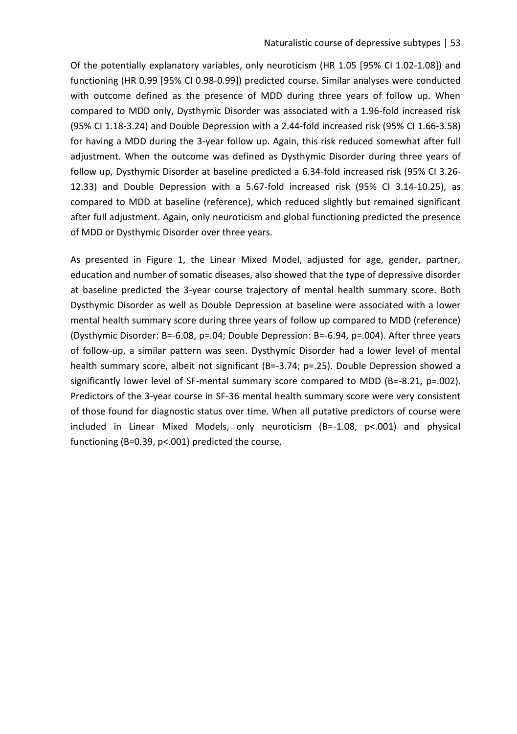Of the potentially explanatory variables, only neuroticism (HR 1.05 [95% CI 1.02-1.08]) and functioning (HR 0.99 [95% CI 0.98-0.99]) predicted course. Similar analyses were conducted with outcome defined as the presence of MDD during three years of follow up. When compared to MDD only, Dysthymic Disorder was associated with a 1.96-fold increased risk (95% CI 1.18-3.24) and Double Depression with a 2.44-fold increased risk (95% CI 1.66-3.58) for having a MDD during the 3-year follow up. Again, this risk reduced somewhat after full adjustment. When the outcome was defined as Dysthymic Disorder during three years of follow up, Dysthymic Disorder at baseline predicted a 6.34-fold increased risk (95% CI 3.26-12.33) and Double Depression with a 5.67-fold increased risk (95% CI 3.14-10.25), as compared to MDD at baseline (reference), which reduced slightly but remained significant after full adjustment. Again, only neuroticism and global functioning predicted the presence of MDD or Dysthymic Disorder over three years.

As presented in Figure 1, the Linear Mixed Model, adjusted for age, gender, partner, education and number of somatic diseases, also showed that the type of depressive disorder at baseline predicted the 3-year course trajectory of mental health summary score. Both Dysthymic Disorder as well as Double Depression at baseline were associated with a lower mental health summary score during three years of follow up compared to MDD (reference) (Dysthymic Disorder: B=-6.08, p=.04; Double Depression: B=-6.94, p=.004). After three years of follow-up, a similar pattern was seen. Dysthymic Disorder had a lower level of mental health summary score, albeit not significant (B=-3.74; p=.25). Double Depression showed a significantly lower level of SF-mental summary score compared to MDD (B=-8.21, p=.002). Predictors of the 3-year course in SF-36 mental health summary score were very consistent of those found for diagnostic status over time. When all putative predictors of course were included in Linear Mixed Models, only neuroticism (B=-1.08, p<.001) and physical functioning (B=0.39, p<.001) predicted the course.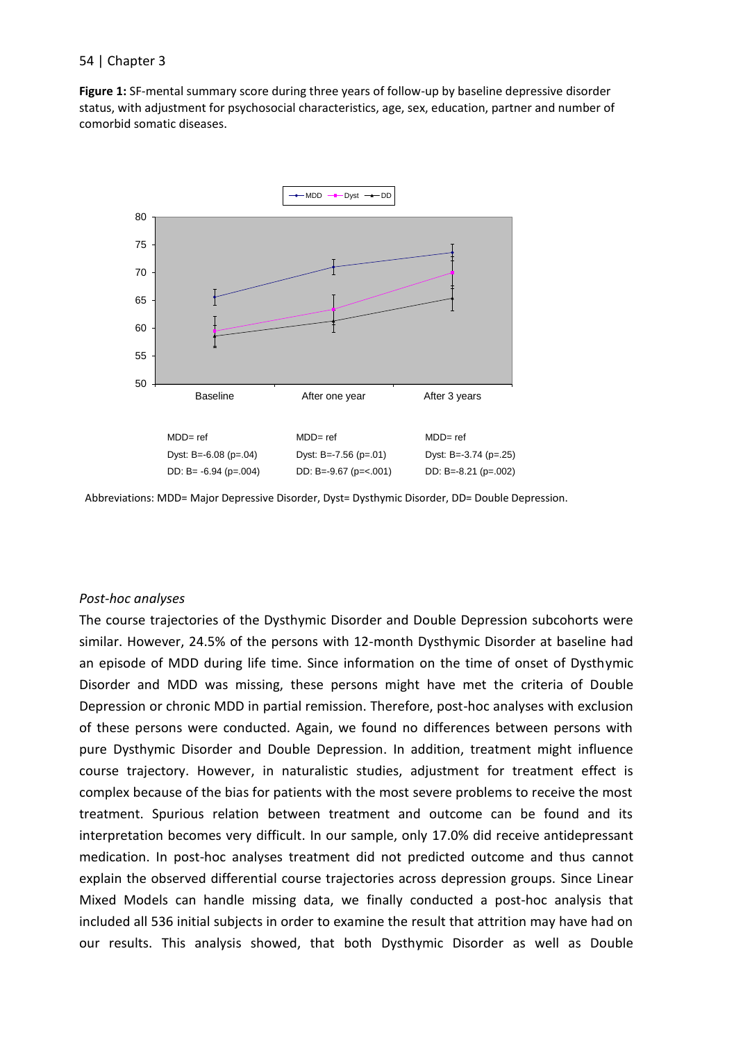**Figure 1:** SF-mental summary score during three years of follow-up by baseline depressive disorder status, with adjustment for psychosocial characteristics, age, sex, education, partner and number of comorbid somatic diseases.

| Baseline | After one year | After 3 years |
|---|---|---|
| MDD= ref | MDD= ref | MDD= ref |
| Dyst: B=-6.08 (p=.04) | Dyst: B=-7.56 (p=.01) | Dyst: B=-3.74 (p=.25) |
| DD: B= -6.94 (p=.004) | DD: B=-9.67 (p=<.001) | DD: B=-8.21 (p=.002) |

Abbreviations: MDD= Major Depressive Disorder, Dyst= Dysthymic Disorder, DD= Double Depression.

*Post-hoc analyses*

The course trajectories of the Dysthymic Disorder and Double Depression subcohorts were similar. However, 24.5% of the persons with 12-month Dysthymic Disorder at baseline had an episode of MDD during life time. Since information on the time of onset of Dysthymic Disorder and MDD was missing, these persons might have met the criteria of Double Depression or chronic MDD in partial remission. Therefore, post-hoc analyses with exclusion of these persons were conducted. Again, we found no differences between persons with pure Dysthymic Disorder and Double Depression. In addition, treatment might influence course trajectory. However, in naturalistic studies, adjustment for treatment effect is complex because of the bias for patients with the most severe problems to receive the most treatment. Spurious relation between treatment and outcome can be found and its interpretation becomes very difficult. In our sample, only 17.0% did receive antidepressant medication. In post-hoc analyses treatment did not predicted outcome and thus cannot explain the observed differential course trajectories across depression groups. Since Linear Mixed Models can handle missing data, we finally conducted a post-hoc analysis that included all 536 initial subjects in order to examine the result that attrition may have had on our results. This analysis showed, that both Dysthymic Disorder as well as Double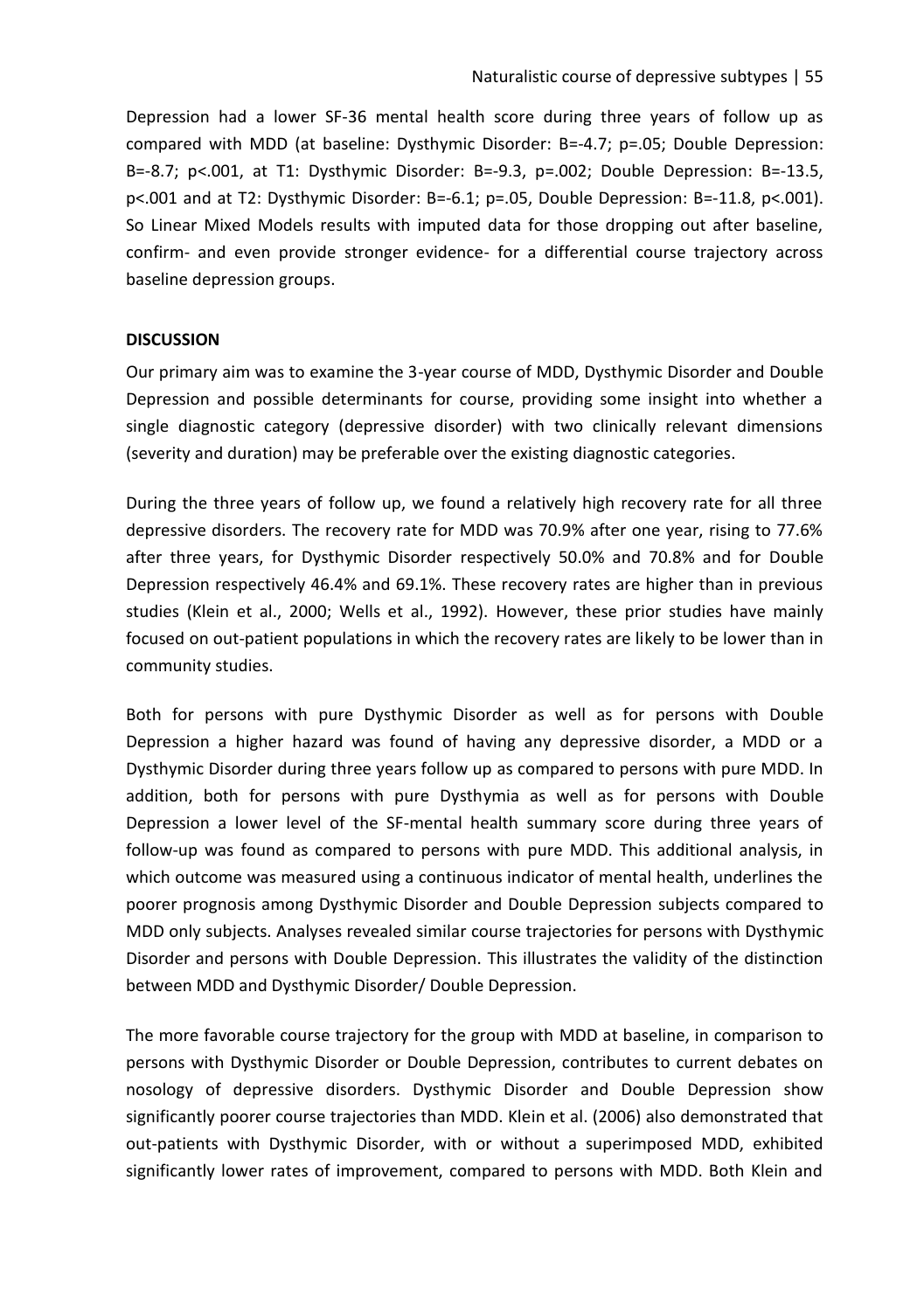Depression had a lower SF-36 mental health score during three years of follow up as compared with MDD (at baseline: Dysthymic Disorder: $B=-4.7$; $p=.05$; Double Depression: $B=-8.7$; $p<.001$, at T1: Dysthymic Disorder: $B=-9.3$, $p=.002$; Double Depression: $B=-13.5$, $p<.001$ and at T2: Dysthymic Disorder: $B=-6.1$; $p=.05$, Double Depression: $B=-11.8$, $p<.001$). So Linear Mixed Models results with imputed data for those dropping out after baseline, confirm- and even provide stronger evidence- for a differential course trajectory across baseline depression groups.

**DISCUSSION**

Our primary aim was to examine the 3-year course of MDD, Dysthymic Disorder and Double Depression and possible determinants for course, providing some insight into whether a single diagnostic category (depressive disorder) with two clinically relevant dimensions (severity and duration) may be preferable over the existing diagnostic categories.

During the three years of follow up, we found a relatively high recovery rate for all three depressive disorders. The recovery rate for MDD was 70.9% after one year, rising to 77.6% after three years, for Dysthymic Disorder respectively 50.0% and 70.8% and for Double Depression respectively 46.4% and 69.1%. These recovery rates are higher than in previous studies (Klein et al., 2000; Wells et al., 1992). However, these prior studies have mainly focused on out-patient populations in which the recovery rates are likely to be lower than in community studies.

Both for persons with pure Dysthymic Disorder as well as for persons with Double Depression a higher hazard was found of having any depressive disorder, a MDD or a Dysthymic Disorder during three years follow up as compared to persons with pure MDD. In addition, both for persons with pure Dysthymia as well as for persons with Double Depression a lower level of the SF-mental health summary score during three years of follow-up was found as compared to persons with pure MDD. This additional analysis, in which outcome was measured using a continuous indicator of mental health, underlines the poorer prognosis among Dysthymic Disorder and Double Depression subjects compared to MDD only subjects. Analyses revealed similar course trajectories for persons with Dysthymic Disorder and persons with Double Depression. This illustrates the validity of the distinction between MDD and Dysthymic Disorder/ Double Depression.

The more favorable course trajectory for the group with MDD at baseline, in comparison to persons with Dysthymic Disorder or Double Depression, contributes to current debates on nosology of depressive disorders. Dysthymic Disorder and Double Depression show significantly poorer course trajectories than MDD. Klein et al. (2006) also demonstrated that out-patients with Dysthymic Disorder, with or without a superimposed MDD, exhibited significantly lower rates of improvement, compared to persons with MDD. Both Klein and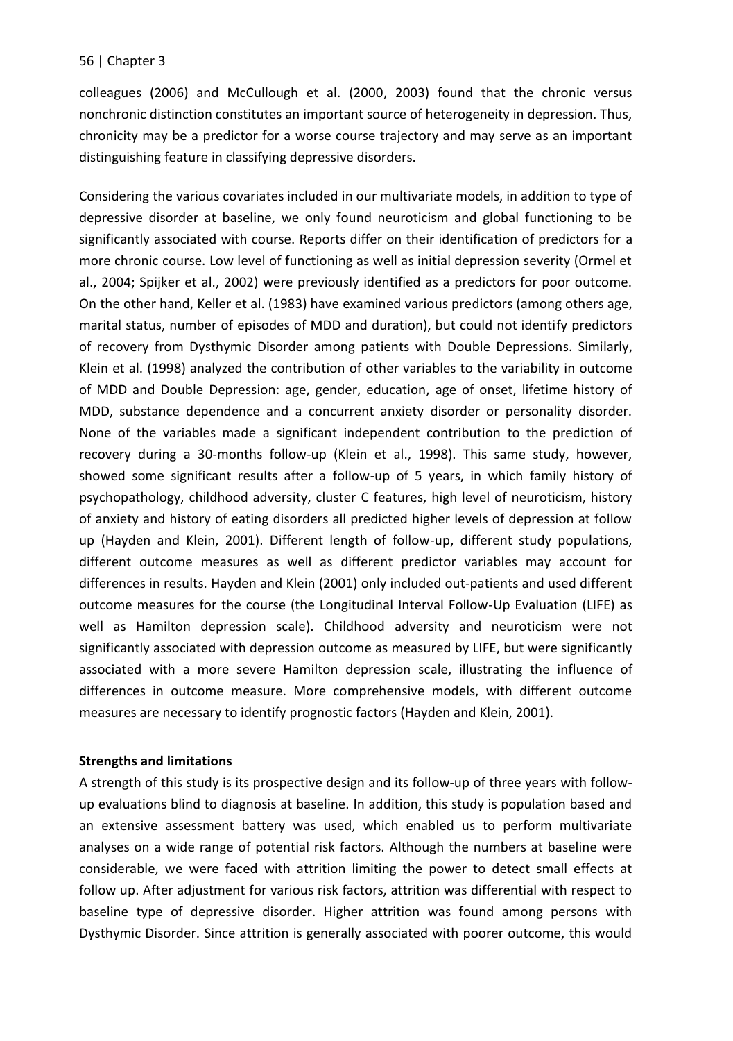colleagues (2006) and McCullough et al. (2000, 2003) found that the chronic versus nonchronic distinction constitutes an important source of heterogeneity in depression. Thus, chronicity may be a predictor for a worse course trajectory and may serve as an important distinguishing feature in classifying depressive disorders.

Considering the various covariates included in our multivariate models, in addition to type of depressive disorder at baseline, we only found neuroticism and global functioning to be significantly associated with course. Reports differ on their identification of predictors for a more chronic course. Low level of functioning as well as initial depression severity (Ormel et al., 2004; Spijker et al., 2002) were previously identified as a predictors for poor outcome. On the other hand, Keller et al. (1983) have examined various predictors (among others age, marital status, number of episodes of MDD and duration), but could not identify predictors of recovery from Dysthymic Disorder among patients with Double Depressions. Similarly, Klein et al. (1998) analyzed the contribution of other variables to the variability in outcome of MDD and Double Depression: age, gender, education, age of onset, lifetime history of MDD, substance dependence and a concurrent anxiety disorder or personality disorder. None of the variables made a significant independent contribution to the prediction of recovery during a 30-months follow-up (Klein et al., 1998). This same study, however, showed some significant results after a follow-up of 5 years, in which family history of psychopathology, childhood adversity, cluster C features, high level of neuroticism, history of anxiety and history of eating disorders all predicted higher levels of depression at follow up (Hayden and Klein, 2001). Different length of follow-up, different study populations, different outcome measures as well as different predictor variables may account for differences in results. Hayden and Klein (2001) only included out-patients and used different outcome measures for the course (the Longitudinal Interval Follow-Up Evaluation (LIFE) as well as Hamilton depression scale). Childhood adversity and neuroticism were not significantly associated with depression outcome as measured by LIFE, but were significantly associated with a more severe Hamilton depression scale, illustrating the influence of differences in outcome measure. More comprehensive models, with different outcome measures are necessary to identify prognostic factors (Hayden and Klein, 2001).

**Strengths and limitations**

A strength of this study is its prospective design and its follow-up of three years with follow-up evaluations blind to diagnosis at baseline. In addition, this study is population based and an extensive assessment battery was used, which enabled us to perform multivariate analyses on a wide range of potential risk factors. Although the numbers at baseline were considerable, we were faced with attrition limiting the power to detect small effects at follow up. After adjustment for various risk factors, attrition was differential with respect to baseline type of depressive disorder. Higher attrition was found among persons with Dysthymic Disorder. Since attrition is generally associated with poorer outcome, this would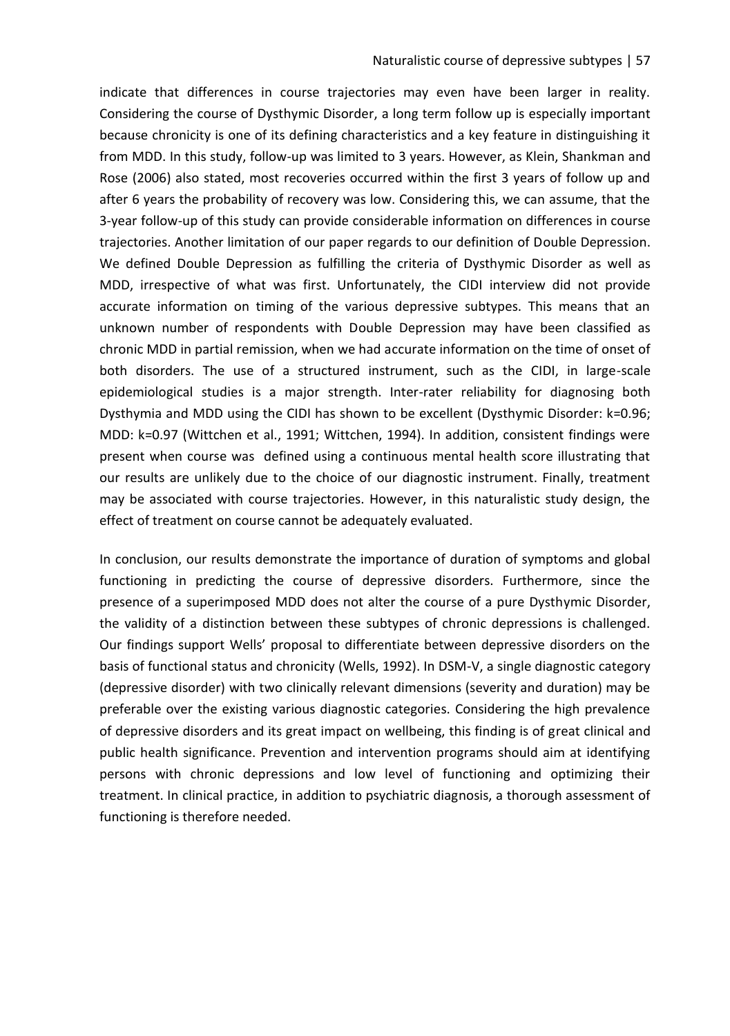indicate that differences in course trajectories may even have been larger in reality. Considering the course of Dysthymic Disorder, a long term follow up is especially important because chronicity is one of its defining characteristics and a key feature in distinguishing it from MDD. In this study, follow-up was limited to 3 years. However, as Klein, Shankman and Rose (2006) also stated, most recoveries occurred within the first 3 years of follow up and after 6 years the probability of recovery was low. Considering this, we can assume, that the 3-year follow-up of this study can provide considerable information on differences in course trajectories. Another limitation of our paper regards to our definition of Double Depression. We defined Double Depression as fulfilling the criteria of Dysthymic Disorder as well as MDD, irrespective of what was first. Unfortunately, the CIDI interview did not provide accurate information on timing of the various depressive subtypes. This means that an unknown number of respondents with Double Depression may have been classified as chronic MDD in partial remission, when we had accurate information on the time of onset of both disorders. The use of a structured instrument, such as the CIDI, in large-scale epidemiological studies is a major strength. Inter-rater reliability for diagnosing both Dysthymia and MDD using the CIDI has shown to be excellent (Dysthymic Disorder: k=0.96; MDD: k=0.97 (Wittchen et al., 1991; Wittchen, 1994). In addition, consistent findings were present when course was defined using a continuous mental health score illustrating that our results are unlikely due to the choice of our diagnostic instrument. Finally, treatment may be associated with course trajectories. However, in this naturalistic study design, the effect of treatment on course cannot be adequately evaluated.

In conclusion, our results demonstrate the importance of duration of symptoms and global functioning in predicting the course of depressive disorders. Furthermore, since the presence of a superimposed MDD does not alter the course of a pure Dysthymic Disorder, the validity of a distinction between these subtypes of chronic depressions is challenged. Our findings support Wells' proposal to differentiate between depressive disorders on the basis of functional status and chronicity (Wells, 1992). In DSM-V, a single diagnostic category (depressive disorder) with two clinically relevant dimensions (severity and duration) may be preferable over the existing various diagnostic categories. Considering the high prevalence of depressive disorders and its great impact on wellbeing, this finding is of great clinical and public health significance. Prevention and intervention programs should aim at identifying persons with chronic depressions and low level of functioning and optimizing their treatment. In clinical practice, in addition to psychiatric diagnosis, a thorough assessment of functioning is therefore needed.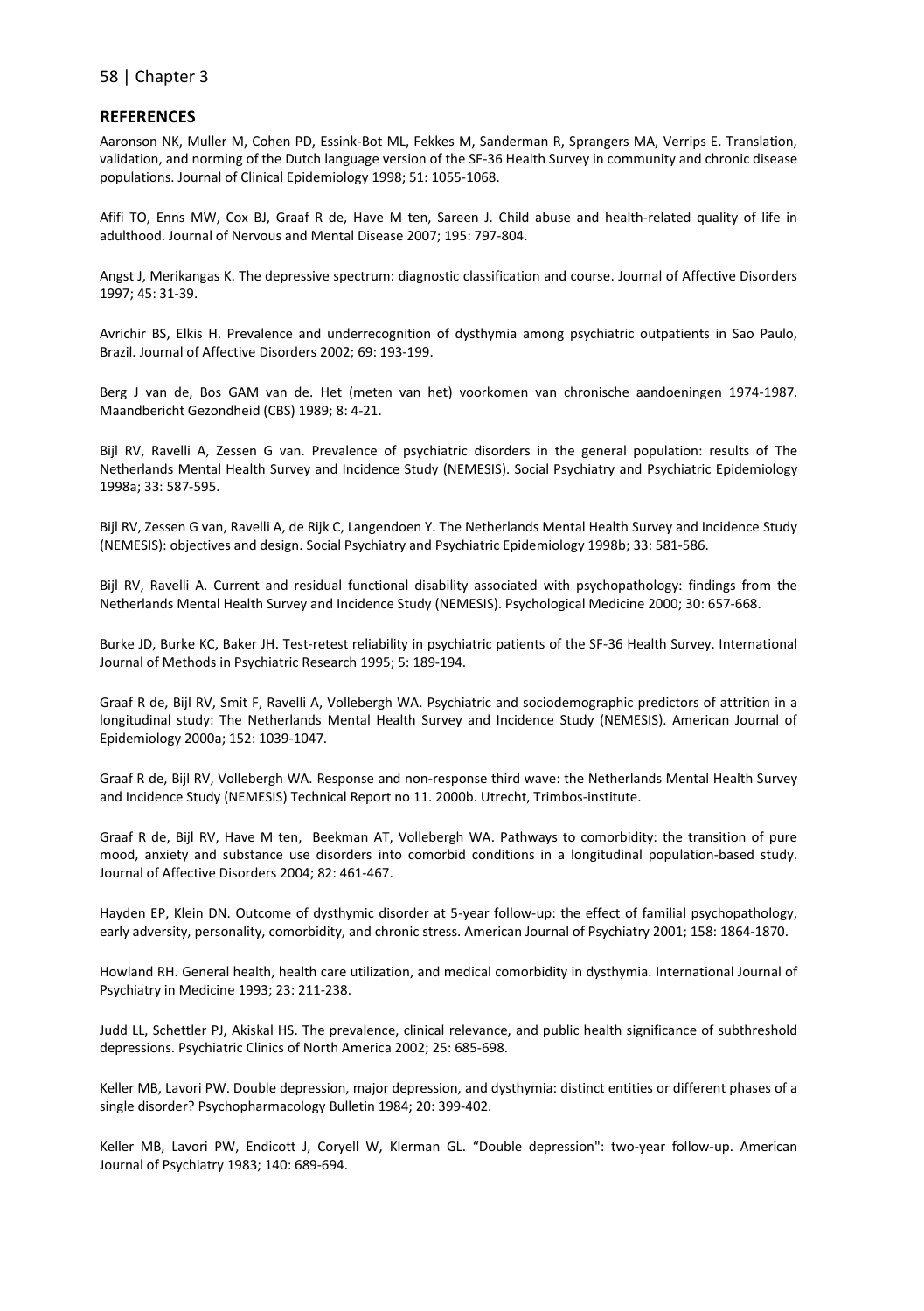## REFERENCES

Aaronson NK, Muller M, Cohen PD, Essink-Bot ML, Fekkes M, Sanderman R, Sprangers MA, Verrips E. Translation, validation, and norming of the Dutch language version of the SF-36 Health Survey in community and chronic disease populations. Journal of Clinical Epidemiology 1998; 51: 1055-1068.

Afifi TO, Enns MW, Cox BJ, Graaf R de, Have M ten, Sareen J. Child abuse and health-related quality of life in adulthood. Journal of Nervous and Mental Disease 2007; 195: 797-804.

Angst J, Merikangas K. The depressive spectrum: diagnostic classification and course. Journal of Affective Disorders 1997; 45: 31-39.

Avrichir BS, Elkis H. Prevalence and underrecognition of dysthymia among psychiatric outpatients in Sao Paulo, Brazil. Journal of Affective Disorders 2002; 69: 193-199.

Berg J van de, Bos GAM van de. Het (meten van het) voorkomen van chronische aandoeningen 1974-1987. Maandbericht Gezondheid (CBS) 1989; 8: 4-21.

Bijl RV, Ravelli A, Zessen G van. Prevalence of psychiatric disorders in the general population: results of The Netherlands Mental Health Survey and Incidence Study (NEMESIS). Social Psychiatry and Psychiatric Epidemiology 1998a; 33: 587-595.

Bijl RV, Zessen G van, Ravelli A, de Rijk C, Langendoen Y. The Netherlands Mental Health Survey and Incidence Study (NEMESIS): objectives and design. Social Psychiatry and Psychiatric Epidemiology 1998b; 33: 581-586.

Bijl RV, Ravelli A. Current and residual functional disability associated with psychopathology: findings from the Netherlands Mental Health Survey and Incidence Study (NEMESIS). Psychological Medicine 2000; 30: 657-668.

Burke JD, Burke KC, Baker JH. Test-retest reliability in psychiatric patients of the SF-36 Health Survey. International Journal of Methods in Psychiatric Research 1995; 5: 189-194.

Graaf R de, Bijl RV, Smit F, Ravelli A, Vollebergh WA. Psychiatric and sociodemographic predictors of attrition in a longitudinal study: The Netherlands Mental Health Survey and Incidence Study (NEMESIS). American Journal of Epidemiology 2000a; 152: 1039-1047.

Graaf R de, Bijl RV, Vollebergh WA. Response and non-response third wave: the Netherlands Mental Health Survey and Incidence Study (NEMESIS) Technical Report no 11. 2000b. Utrecht, Trimbos-institute.

Graaf R de, Bijl RV, Have M ten, Beekman AT, Vollebergh WA. Pathways to comorbidity: the transition of pure mood, anxiety and substance use disorders into comorbid conditions in a longitudinal population-based study. Journal of Affective Disorders 2004; 82: 461-467.

Hayden EP, Klein DN. Outcome of dysthymic disorder at 5-year follow-up: the effect of familial psychopathology, early adversity, personality, comorbidity, and chronic stress. American Journal of Psychiatry 2001; 158: 1864-1870.

Howland RH. General health, health care utilization, and medical comorbidity in dysthymia. International Journal of Psychiatry in Medicine 1993; 23: 211-238.

Judd LL, Schettler PJ, Akiskal HS. The prevalence, clinical relevance, and public health significance of subthreshold depressions. Psychiatric Clinics of North America 2002; 25: 685-698.

Keller MB, Lavori PW. Double depression, major depression, and dysthymia: distinct entities or different phases of a single disorder? Psychopharmacology Bulletin 1984; 20: 399-402.

Keller MB, Lavori PW, Endicott J, Coryell W, Klerman GL. "Double depression": two-year follow-up. American Journal of Psychiatry 1983; 140: 689-694.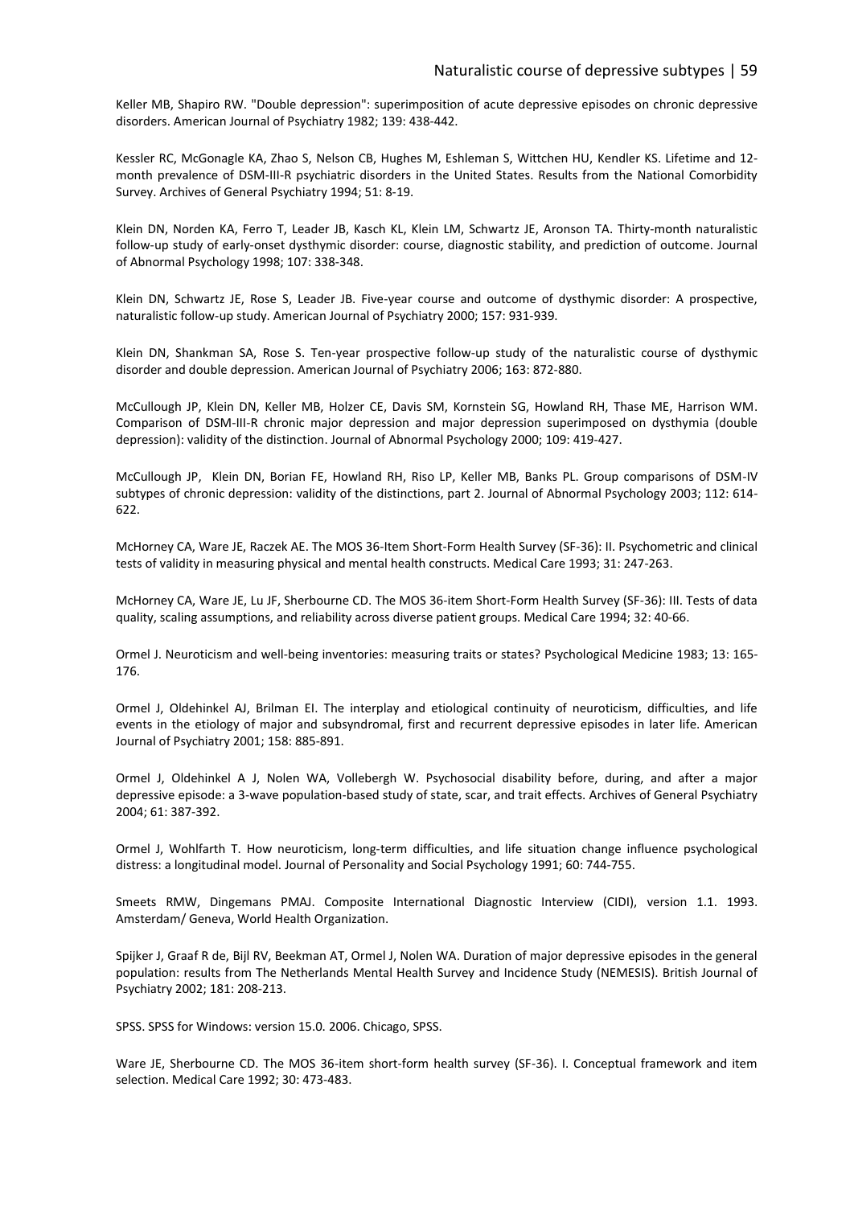Keller MB, Shapiro RW. "Double depression": superimposition of acute depressive episodes on chronic depressive disorders. American Journal of Psychiatry 1982; 139: 438-442.

Kessler RC, McGonagle KA, Zhao S, Nelson CB, Hughes M, Eshleman S, Wittchen HU, Kendler KS. Lifetime and 12-month prevalence of DSM-III-R psychiatric disorders in the United States. Results from the National Comorbidity Survey. Archives of General Psychiatry 1994; 51: 8-19.

Klein DN, Norden KA, Ferro T, Leader JB, Kasch KL, Klein LM, Schwartz JE, Aronson TA. Thirty-month naturalistic follow-up study of early-onset dysthymic disorder: course, diagnostic stability, and prediction of outcome. Journal of Abnormal Psychology 1998; 107: 338-348.

Klein DN, Schwartz JE, Rose S, Leader JB. Five-year course and outcome of dysthymic disorder: A prospective, naturalistic follow-up study. American Journal of Psychiatry 2000; 157: 931-939.

Klein DN, Shankman SA, Rose S. Ten-year prospective follow-up study of the naturalistic course of dysthymic disorder and double depression. American Journal of Psychiatry 2006; 163: 872-880.

McCullough JP, Klein DN, Keller MB, Holzer CE, Davis SM, Kornstein SG, Howland RH, Thase ME, Harrison WM. Comparison of DSM-III-R chronic major depression and major depression superimposed on dysthymia (double depression): validity of the distinction. Journal of Abnormal Psychology 2000; 109: 419-427.

McCullough JP, Klein DN, Borian FE, Howland RH, Riso LP, Keller MB, Banks PL. Group comparisons of DSM-IV subtypes of chronic depression: validity of the distinctions, part 2. Journal of Abnormal Psychology 2003; 112: 614-622.

McHorney CA, Ware JE, Raczek AE. The MOS 36-Item Short-Form Health Survey (SF-36): II. Psychometric and clinical tests of validity in measuring physical and mental health constructs. Medical Care 1993; 31: 247-263.

McHorney CA, Ware JE, Lu JF, Sherbourne CD. The MOS 36-item Short-Form Health Survey (SF-36): III. Tests of data quality, scaling assumptions, and reliability across diverse patient groups. Medical Care 1994; 32: 40-66.

Ormel J. Neuroticism and well-being inventories: measuring traits or states? Psychological Medicine 1983; 13: 165-176.

Ormel J, Oldehinkel AJ, Brilman EI. The interplay and etiological continuity of neuroticism, difficulties, and life events in the etiology of major and subsyndromal, first and recurrent depressive episodes in later life. American Journal of Psychiatry 2001; 158: 885-891.

Ormel J, Oldehinkel A J, Nolen WA, Vollebergh W. Psychosocial disability before, during, and after a major depressive episode: a 3-wave population-based study of state, scar, and trait effects. Archives of General Psychiatry 2004; 61: 387-392.

Ormel J, Wohlfarth T. How neuroticism, long-term difficulties, and life situation change influence psychological distress: a longitudinal model. Journal of Personality and Social Psychology 1991; 60: 744-755.

Smeets RMW, Dingemans PMAJ. Composite International Diagnostic Interview (CIDI), version 1.1. 1993. Amsterdam/ Geneva, World Health Organization.

Spijker J, Graaf R de, Bijl RV, Beekman AT, Ormel J, Nolen WA. Duration of major depressive episodes in the general population: results from The Netherlands Mental Health Survey and Incidence Study (NEMESIS). British Journal of Psychiatry 2002; 181: 208-213.

SPSS. SPSS for Windows: version 15.0. 2006. Chicago, SPSS.

Ware JE, Sherbourne CD. The MOS 36-item short-form health survey (SF-36). I. Conceptual framework and item selection. Medical Care 1992; 30: 473-483.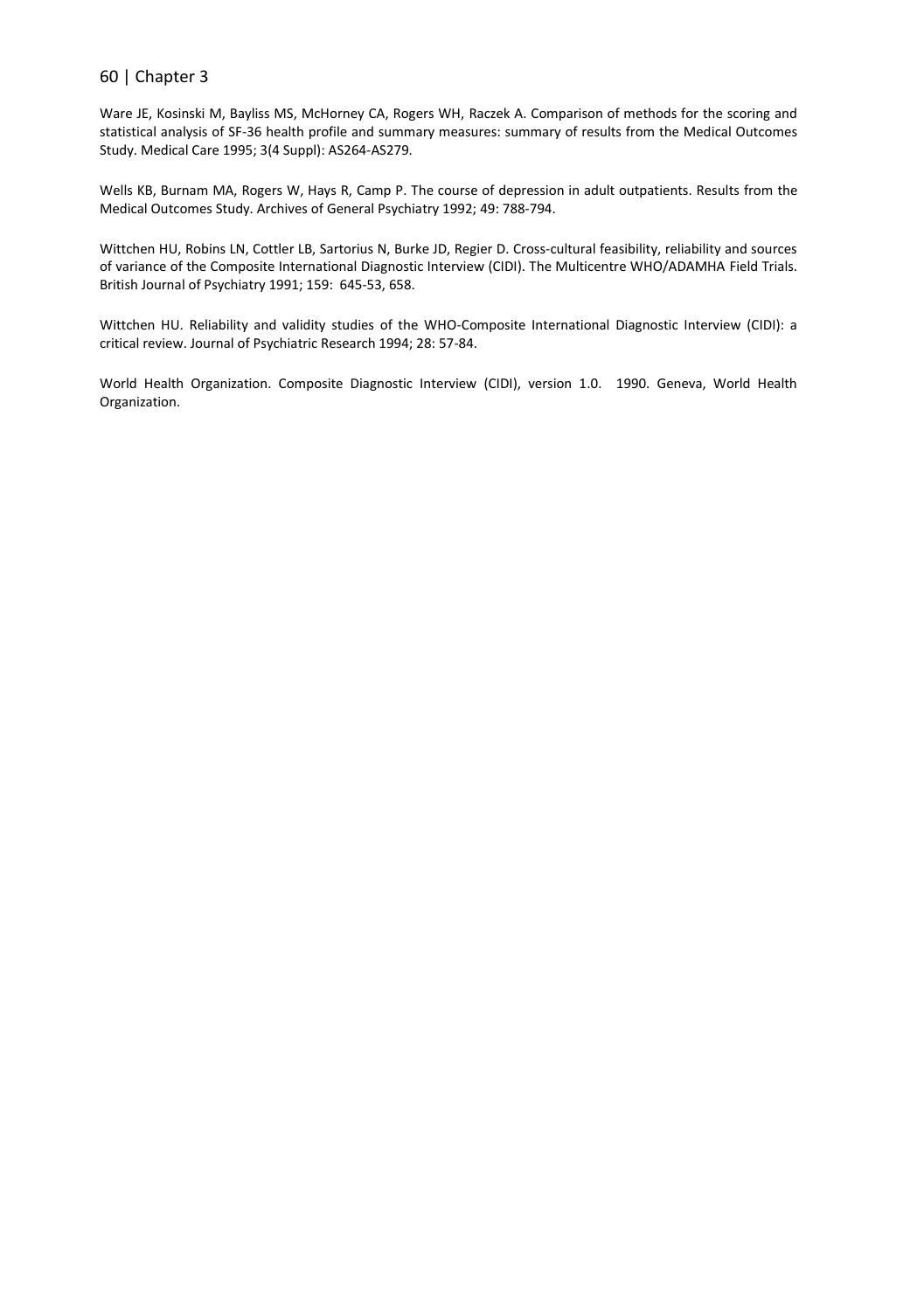Ware JE, Kosinski M, Bayliss MS, McHorney CA, Rogers WH, Raczek A. Comparison of methods for the scoring and statistical analysis of SF-36 health profile and summary measures: summary of results from the Medical Outcomes Study. Medical Care 1995; 3(4 Suppl): AS264-AS279.

Wells KB, Burnam MA, Rogers W, Hays R, Camp P. The course of depression in adult outpatients. Results from the Medical Outcomes Study. Archives of General Psychiatry 1992; 49: 788-794.

Wittchen HU, Robins LN, Cottler LB, Sartorius N, Burke JD, Regier D. Cross-cultural feasibility, reliability and sources of variance of the Composite International Diagnostic Interview (CIDI). The Multicentre WHO/ADAMHA Field Trials. British Journal of Psychiatry 1991; 159: 645-53, 658.

Wittchen HU. Reliability and validity studies of the WHO-Composite International Diagnostic Interview (CIDI): a critical review. Journal of Psychiatric Research 1994; 28: 57-84.

World Health Organization. Composite Diagnostic Interview (CIDI), version 1.0. 1990. Geneva, World Health Organization.